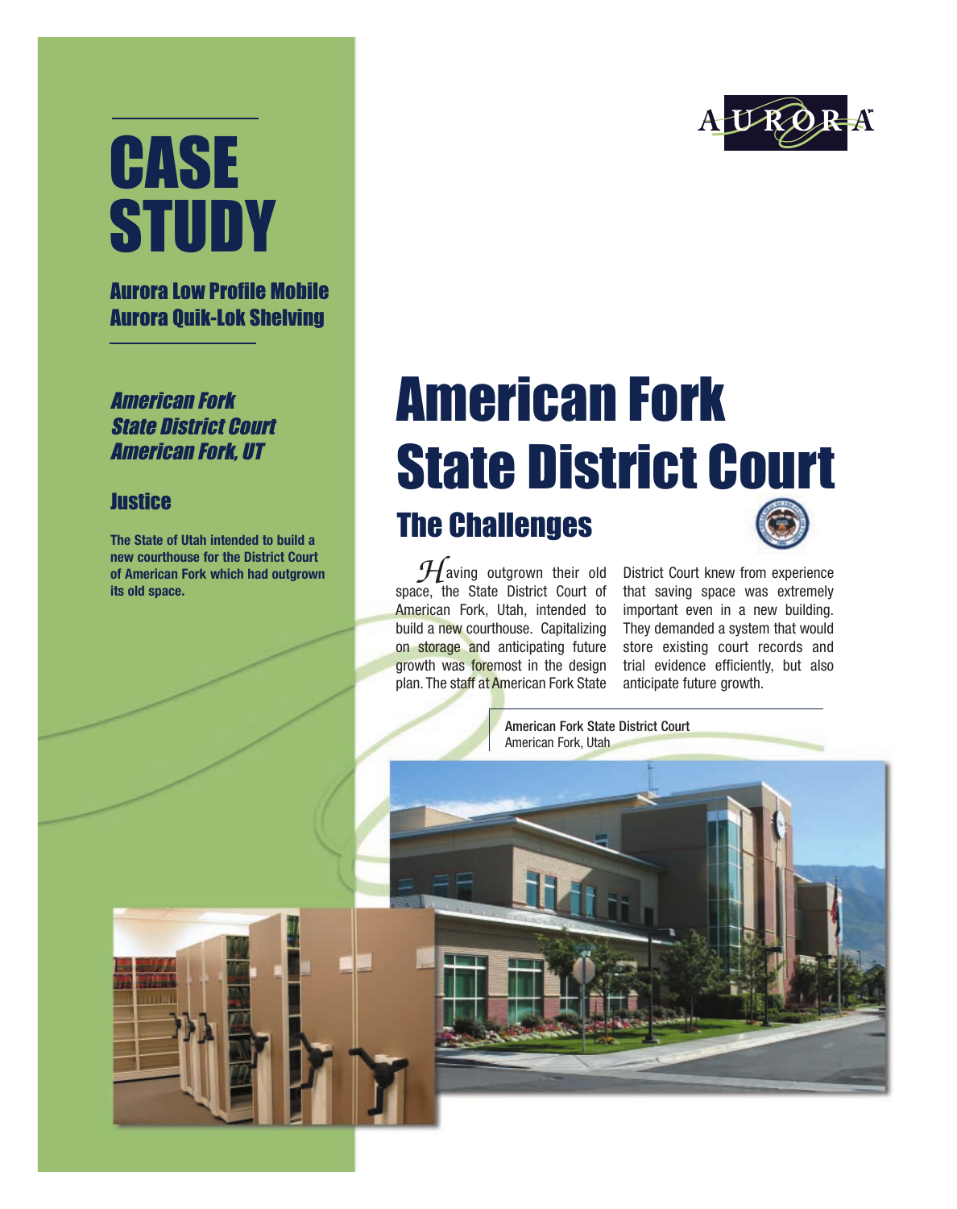# CASE STUDY

**Aurora Low Profile Mobile**
**Aurora Quik-Lok Shelving**

***American Fork State District Court American Fork, UT***

**Justice**

**The State of Utah intended to build a new courthouse for the District Court of American Fork which had outgrown its old space.**

AURORA™

# American Fork State District Court

## The Challenges

Having outgrown their old space, the State District Court of American Fork, Utah, intended to build a new courthouse. Capitalizing on storage and anticipating future growth was foremost in the design plan. The staff at American Fork State District Court knew from experience that saving space was extremely important even in a new building. They demanded a system that would store existing court records and trial evidence efficiently, but also anticipate future growth.

American Fork State District Court
American Fork, Utah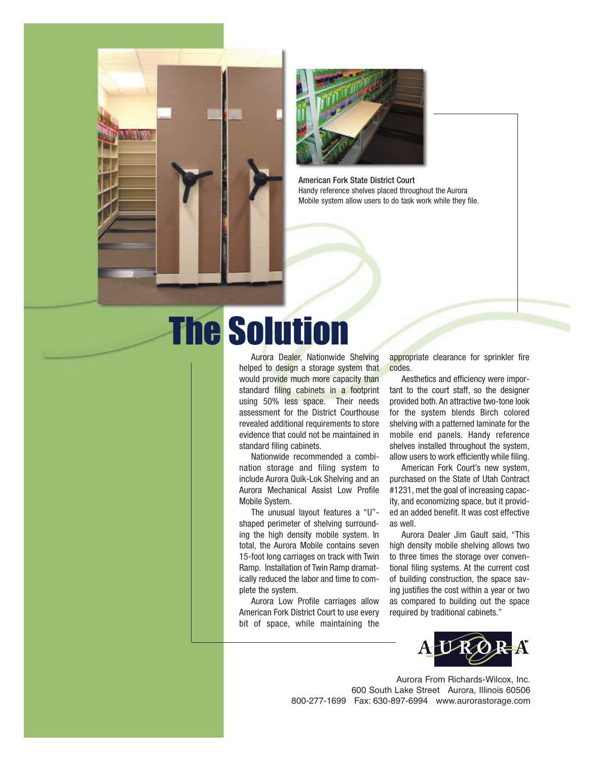**American Fork State District Court**
Handy reference shelves placed throughout the Aurora Mobile system allow users to do task work while they file.

# The Solution

Aurora Dealer, Nationwide Shelving helped to design a storage system that would provide much more capacity than standard filing cabinets in a footprint using 50% less space. Their needs assessment for the District Courthouse revealed additional requirements to store evidence that could not be maintained in standard filing cabinets.

Nationwide recommended a combination storage and filing system to include Aurora Quik-Lok Shelving and an Aurora Mechanical Assist Low Profile Mobile System.

The unusual layout features a "U"-shaped perimeter of shelving surrounding the high density mobile system. In total, the Aurora Mobile contains seven 15-foot long carriages on track with Twin Ramp. Installation of Twin Ramp dramatically reduced the labor and time to complete the system.

Aurora Low Profile carriages allow American Fork District Court to use every bit of space, while maintaining the appropriate clearance for sprinkler fire codes.

Aesthetics and efficiency were important to the court staff, so the designer provided both. An attractive two-tone look for the system blends Birch colored shelving with a patterned laminate for the mobile end panels. Handy reference shelves installed throughout the system, allow users to work efficiently while filing.

American Fork Court's new system, purchased on the State of Utah Contract #1231, met the goal of increasing capacity, and economizing space, but it provided an added benefit. It was cost effective as well.

Aurora Dealer Jim Gault said, "This high density mobile shelving allows two to three times the storage over conventional filing systems. At the current cost of building construction, the space saving justifies the cost within a year or two as compared to building out the space required by traditional cabinets."

AURORA™

Aurora From Richards-Wilcox, Inc.
600 South Lake Street Aurora, Illinois 60506
800-277-1699 Fax: 630-897-6994 www.aurorastorage.com